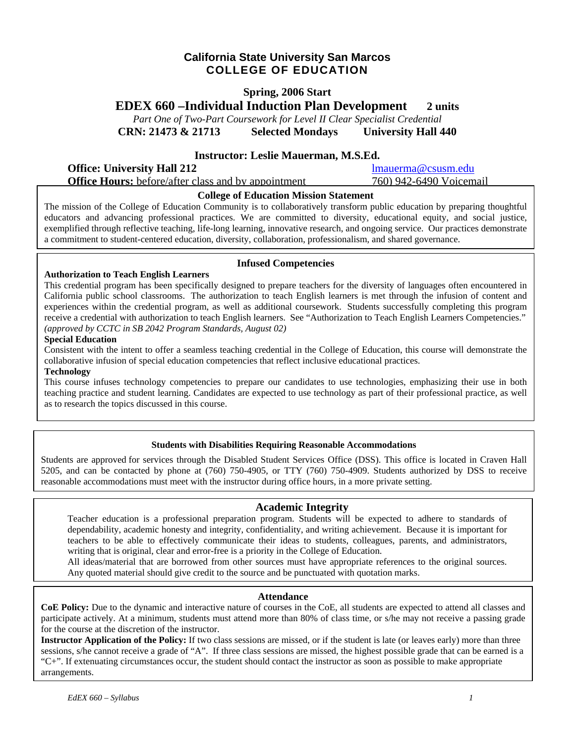# California State University San Marcos
## COLLEGE OF EDUCATION

**Spring, 2006 Start**

## EDEX 660 –Individual Induction Plan Development 2 units

*Part One of Two-Part Coursework for Level II Clear Specialist Credential*

**CRN: 21473 & 21713 Selected Mondays University Hall 440**

**Instructor: Leslie Mauerman, M.S.Ed.**

**Office: University Hall 212** lmauerma@csusm.edu

**Office Hours:** before/after class and by appointment 760) 942-6490 Voicemail

### College of Education Mission Statement

The mission of the College of Education Community is to collaboratively transform public education by preparing thoughtful educators and advancing professional practices. We are committed to diversity, educational equity, and social justice, exemplified through reflective teaching, life-long learning, innovative research, and ongoing service. Our practices demonstrate a commitment to student-centered education, diversity, collaboration, professionalism, and shared governance.

### Infused Competencies

**Authorization to Teach English Learners**

This credential program has been specifically designed to prepare teachers for the diversity of languages often encountered in California public school classrooms. The authorization to teach English learners is met through the infusion of content and experiences within the credential program, as well as additional coursework. Students successfully completing this program receive a credential with authorization to teach English learners. See "Authorization to Teach English Learners Competencies." *(approved by CCTC in SB 2042 Program Standards, August 02)*

**Special Education**

Consistent with the intent to offer a seamless teaching credential in the College of Education, this course will demonstrate the collaborative infusion of special education competencies that reflect inclusive educational practices.

**Technology**

This course infuses technology competencies to prepare our candidates to use technologies, emphasizing their use in both teaching practice and student learning. Candidates are expected to use technology as part of their professional practice, as well as to research the topics discussed in this course.

### Students with Disabilities Requiring Reasonable Accommodations

Students are approved for services through the Disabled Student Services Office (DSS). This office is located in Craven Hall 5205, and can be contacted by phone at (760) 750-4905, or TTY (760) 750-4909. Students authorized by DSS to receive reasonable accommodations must meet with the instructor during office hours, in a more private setting.

### Academic Integrity

Teacher education is a professional preparation program. Students will be expected to adhere to standards of dependability, academic honesty and integrity, confidentiality, and writing achievement. Because it is important for teachers to be able to effectively communicate their ideas to students, colleagues, parents, and administrators, writing that is original, clear and error-free is a priority in the College of Education.

All ideas/material that are borrowed from other sources must have appropriate references to the original sources. Any quoted material should give credit to the source and be punctuated with quotation marks.

### Attendance

**CoE Policy:** Due to the dynamic and interactive nature of courses in the CoE, all students are expected to attend all classes and participate actively. At a minimum, students must attend more than 80% of class time, or s/he may not receive a passing grade for the course at the discretion of the instructor.

**Instructor Application of the Policy:** If two class sessions are missed, or if the student is late (or leaves early) more than three sessions, s/he cannot receive a grade of "A". If three class sessions are missed, the highest possible grade that can be earned is a "C+". If extenuating circumstances occur, the student should contact the instructor as soon as possible to make appropriate arrangements.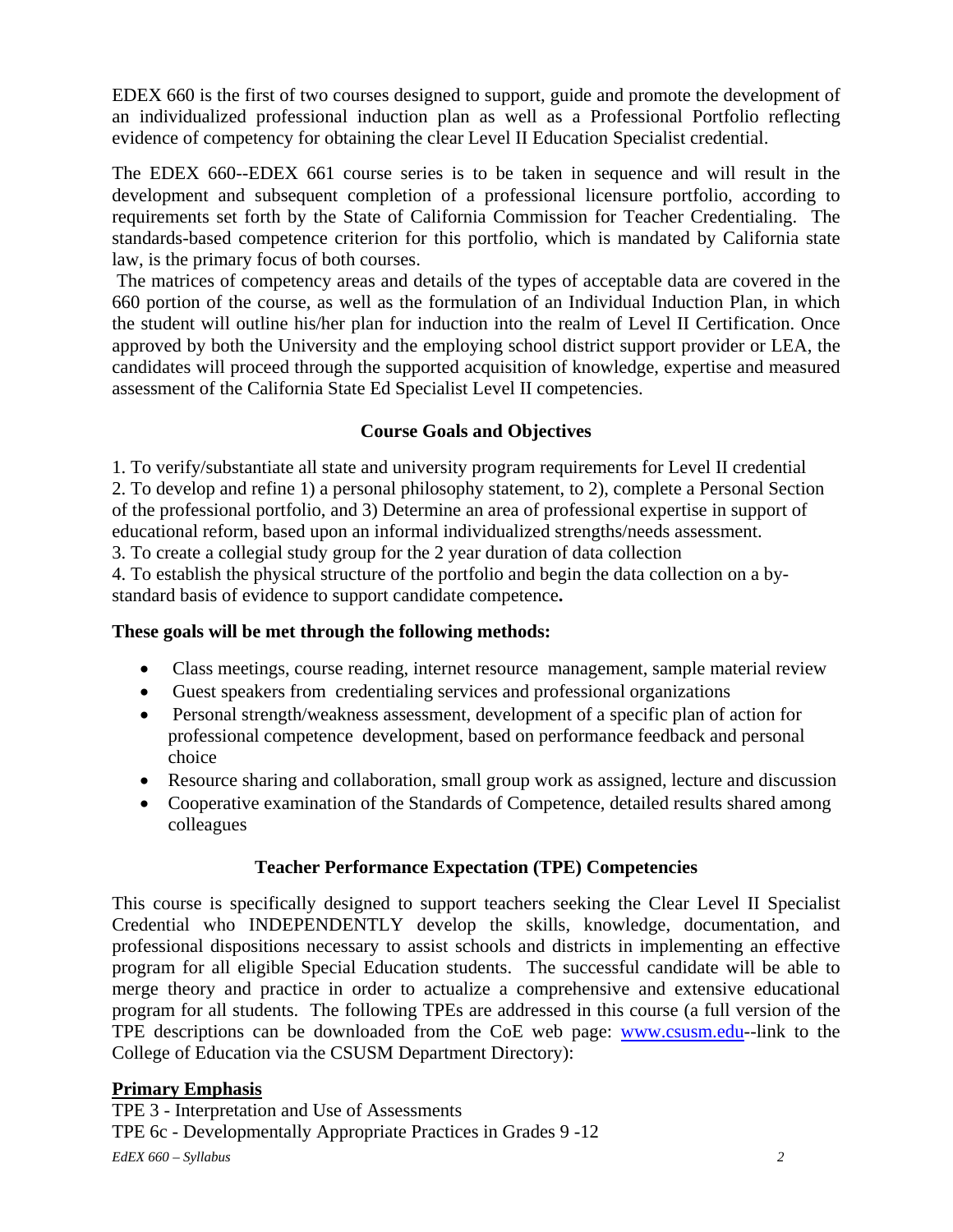EDEX 660 is the first of two courses designed to support, guide and promote the development of an individualized professional induction plan as well as a Professional Portfolio reflecting evidence of competency for obtaining the clear Level II Education Specialist credential.

The EDEX 660--EDEX 661 course series is to be taken in sequence and will result in the development and subsequent completion of a professional licensure portfolio, according to requirements set forth by the State of California Commission for Teacher Credentialing. The standards-based competence criterion for this portfolio, which is mandated by California state law, is the primary focus of both courses.

The matrices of competency areas and details of the types of acceptable data are covered in the 660 portion of the course, as well as the formulation of an Individual Induction Plan, in which the student will outline his/her plan for induction into the realm of Level II Certification. Once approved by both the University and the employing school district support provider or LEA, the candidates will proceed through the supported acquisition of knowledge, expertise and measured assessment of the California State Ed Specialist Level II competencies.

## Course Goals and Objectives

1. To verify/substantiate all state and university program requirements for Level II credential
2. To develop and refine 1) a personal philosophy statement, to 2), complete a Personal Section of the professional portfolio, and 3) Determine an area of professional expertise in support of educational reform, based upon an informal individualized strengths/needs assessment.
3. To create a collegial study group for the 2 year duration of data collection
4. To establish the physical structure of the portfolio and begin the data collection on a by-standard basis of evidence to support candidate competence**.**

**These goals will be met through the following methods:**

- Class meetings, course reading, internet resource management, sample material review
- Guest speakers from credentialing services and professional organizations
- Personal strength/weakness assessment, development of a specific plan of action for professional competence development, based on performance feedback and personal choice
- Resource sharing and collaboration, small group work as assigned, lecture and discussion
- Cooperative examination of the Standards of Competence, detailed results shared among colleagues

## Teacher Performance Expectation (TPE) Competencies

This course is specifically designed to support teachers seeking the Clear Level II Specialist Credential who INDEPENDENTLY develop the skills, knowledge, documentation, and professional dispositions necessary to assist schools and districts in implementing an effective program for all eligible Special Education students. The successful candidate will be able to merge theory and practice in order to actualize a comprehensive and extensive educational program for all students. The following TPEs are addressed in this course (a full version of the TPE descriptions can be downloaded from the CoE web page: www.csusm.edu--link to the College of Education via the CSUSM Department Directory):

### Primary Emphasis

TPE 3 - Interpretation and Use of Assessments
TPE 6c - Developmentally Appropriate Practices in Grades 9 -12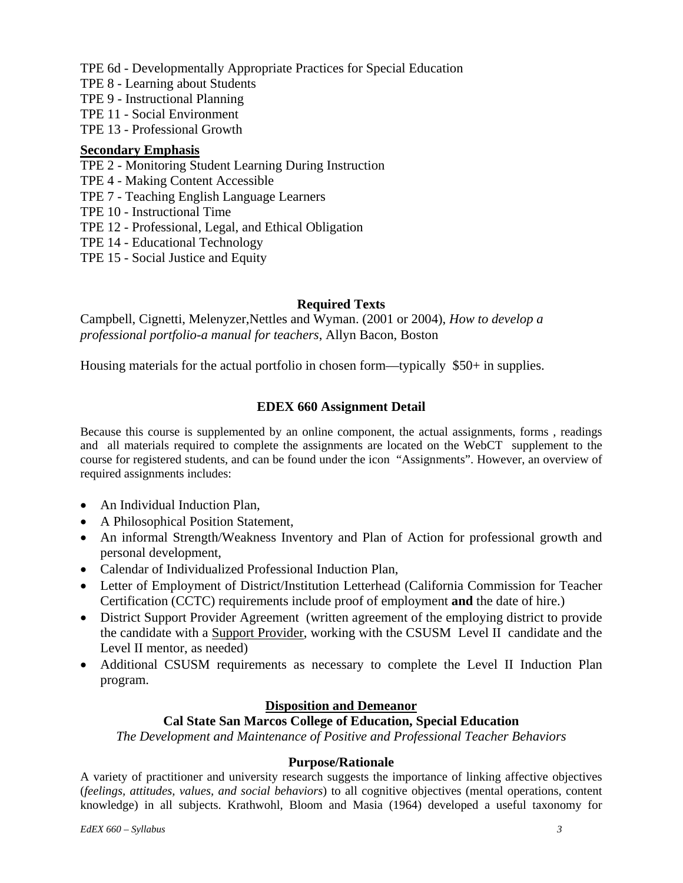TPE 6d - Developmentally Appropriate Practices for Special Education
TPE 8 - Learning about Students
TPE 9 - Instructional Planning
TPE 11 - Social Environment
TPE 13 - Professional Growth

**Secondary Emphasis**

TPE 2 - Monitoring Student Learning During Instruction
TPE 4 - Making Content Accessible
TPE 7 - Teaching English Language Learners
TPE 10 - Instructional Time
TPE 12 - Professional, Legal, and Ethical Obligation
TPE 14 - Educational Technology
TPE 15 - Social Justice and Equity

## Required Texts

Campbell, Cignetti, Melenyzer,Nettles and Wyman. (2001 or 2004), *How to develop a professional portfolio-a manual for teachers*, Allyn Bacon, Boston

Housing materials for the actual portfolio in chosen form—typically $50+ in supplies.

## EDEX 660 Assignment Detail

Because this course is supplemented by an online component, the actual assignments, forms , readings and all materials required to complete the assignments are located on the WebCT supplement to the course for registered students, and can be found under the icon "Assignments". However, an overview of required assignments includes:

- An Individual Induction Plan,
- A Philosophical Position Statement,
- An informal Strength/Weakness Inventory and Plan of Action for professional growth and personal development,
- Calendar of Individualized Professional Induction Plan,
- Letter of Employment of District/Institution Letterhead (California Commission for Teacher Certification (CCTC) requirements include proof of employment **and** the date of hire.)
- District Support Provider Agreement (written agreement of the employing district to provide the candidate with a Support Provider, working with the CSUSM Level II candidate and the Level II mentor, as needed)
- Additional CSUSM requirements as necessary to complete the Level II Induction Plan program.

## Disposition and Demeanor

### Cal State San Marcos College of Education, Special Education

*The Development and Maintenance of Positive and Professional Teacher Behaviors*

### Purpose/Rationale

A variety of practitioner and university research suggests the importance of linking affective objectives (*feelings, attitudes, values, and social behaviors*) to all cognitive objectives (mental operations, content knowledge) in all subjects. Krathwohl, Bloom and Masia (1964) developed a useful taxonomy for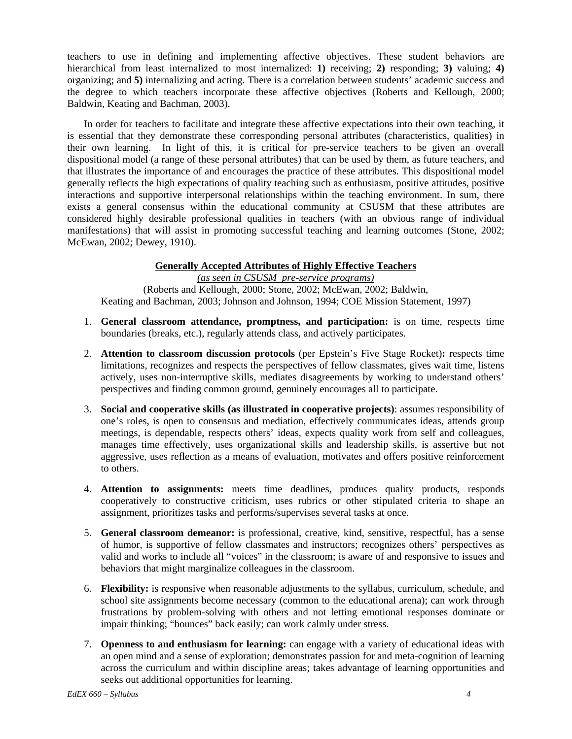teachers to use in defining and implementing affective objectives. These student behaviors are hierarchical from least internalized to most internalized: **1)** receiving; **2)** responding; **3)** valuing; **4)** organizing; and **5)** internalizing and acting. There is a correlation between students' academic success and the degree to which teachers incorporate these affective objectives (Roberts and Kellough, 2000; Baldwin, Keating and Bachman, 2003).

In order for teachers to facilitate and integrate these affective expectations into their own teaching, it is essential that they demonstrate these corresponding personal attributes (characteristics, qualities) in their own learning. In light of this, it is critical for pre-service teachers to be given an overall dispositional model (a range of these personal attributes) that can be used by them, as future teachers, and that illustrates the importance of and encourages the practice of these attributes. This dispositional model generally reflects the high expectations of quality teaching such as enthusiasm, positive attitudes, positive interactions and supportive interpersonal relationships within the teaching environment. In sum, there exists a general consensus within the educational community at CSUSM that these attributes are considered highly desirable professional qualities in teachers (with an obvious range of individual manifestations) that will assist in promoting successful teaching and learning outcomes (Stone, 2002; McEwan, 2002; Dewey, 1910).

**Generally Accepted Attributes of Highly Effective Teachers**

*(as seen in CSUSM pre-service programs)*

(Roberts and Kellough, 2000; Stone, 2002; McEwan, 2002; Baldwin, Keating and Bachman, 2003; Johnson and Johnson, 1994; COE Mission Statement, 1997)

1. **General classroom attendance, promptness, and participation:** is on time, respects time boundaries (breaks, etc.), regularly attends class, and actively participates.

2. **Attention to classroom discussion protocols** (per Epstein's Five Stage Rocket)**:** respects time limitations, recognizes and respects the perspectives of fellow classmates, gives wait time, listens actively, uses non-interruptive skills, mediates disagreements by working to understand others' perspectives and finding common ground, genuinely encourages all to participate.

3. **Social and cooperative skills (as illustrated in cooperative projects)**: assumes responsibility of one's roles, is open to consensus and mediation, effectively communicates ideas, attends group meetings, is dependable, respects others' ideas, expects quality work from self and colleagues, manages time effectively, uses organizational skills and leadership skills, is assertive but not aggressive, uses reflection as a means of evaluation, motivates and offers positive reinforcement to others.

4. **Attention to assignments:** meets time deadlines, produces quality products, responds cooperatively to constructive criticism, uses rubrics or other stipulated criteria to shape an assignment, prioritizes tasks and performs/supervises several tasks at once.

5. **General classroom demeanor:** is professional, creative, kind, sensitive, respectful, has a sense of humor, is supportive of fellow classmates and instructors; recognizes others' perspectives as valid and works to include all "voices" in the classroom; is aware of and responsive to issues and behaviors that might marginalize colleagues in the classroom.

6. **Flexibility:** is responsive when reasonable adjustments to the syllabus, curriculum, schedule, and school site assignments become necessary (common to the educational arena); can work through frustrations by problem-solving with others and not letting emotional responses dominate or impair thinking; "bounces" back easily; can work calmly under stress.

7. **Openness to and enthusiasm for learning:** can engage with a variety of educational ideas with an open mind and a sense of exploration; demonstrates passion for and meta-cognition of learning across the curriculum and within discipline areas; takes advantage of learning opportunities and seeks out additional opportunities for learning.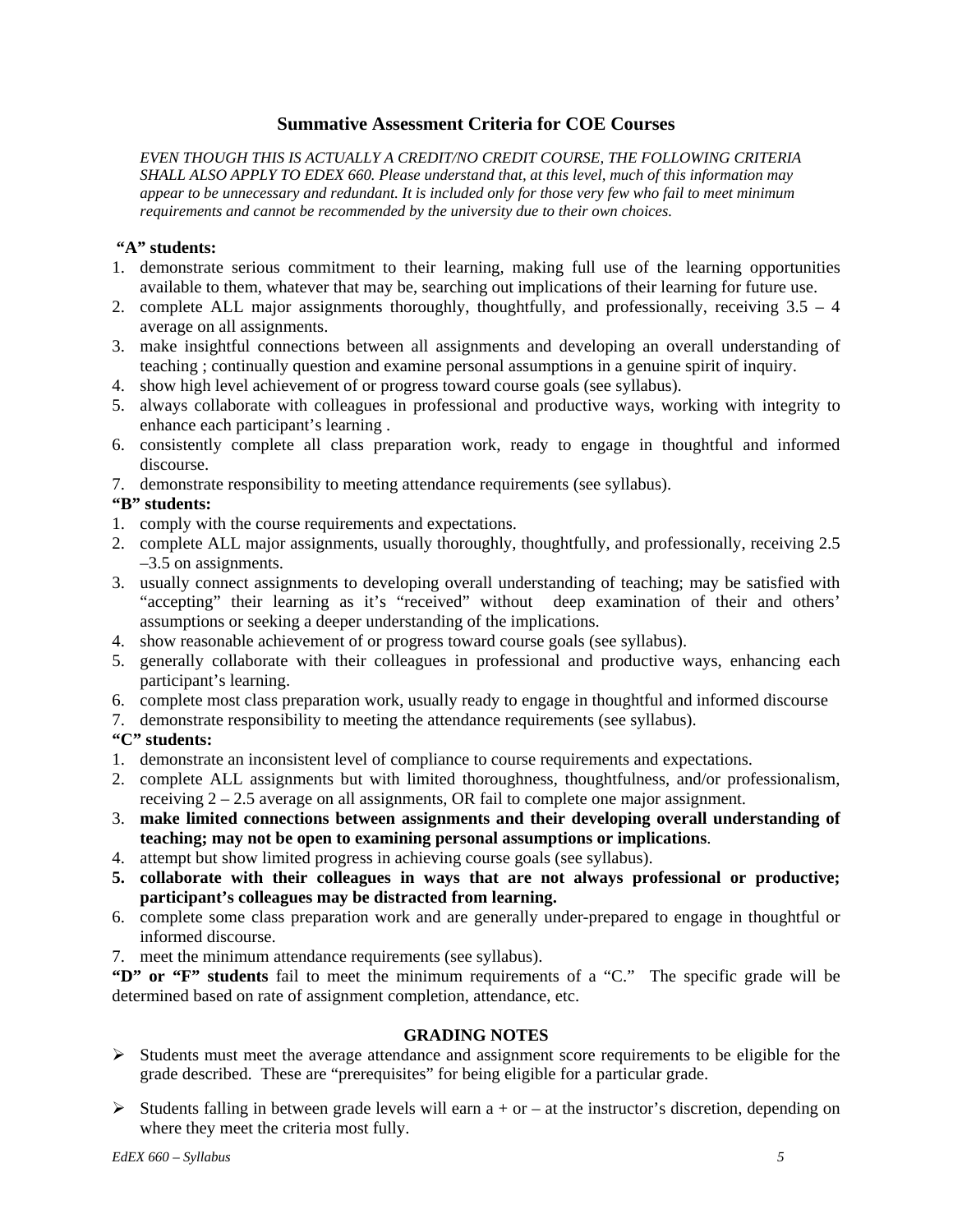## Summative Assessment Criteria for COE Courses

*EVEN THOUGH THIS IS ACTUALLY A CREDIT/NO CREDIT COURSE, THE FOLLOWING CRITERIA SHALL ALSO APPLY TO EDEX 660. Please understand that, at this level, much of this information may appear to be unnecessary and redundant. It is included only for those very few who fail to meet minimum requirements and cannot be recommended by the university due to their own choices.*

**"A" students:**

1. demonstrate serious commitment to their learning, making full use of the learning opportunities available to them, whatever that may be, searching out implications of their learning for future use.
2. complete ALL major assignments thoroughly, thoughtfully, and professionally, receiving 3.5 – 4 average on all assignments.
3. make insightful connections between all assignments and developing an overall understanding of teaching ; continually question and examine personal assumptions in a genuine spirit of inquiry.
4. show high level achievement of or progress toward course goals (see syllabus).
5. always collaborate with colleagues in professional and productive ways, working with integrity to enhance each participant's learning .
6. consistently complete all class preparation work, ready to engage in thoughtful and informed discourse.
7. demonstrate responsibility to meeting attendance requirements (see syllabus).

**"B" students:**

1. comply with the course requirements and expectations.
2. complete ALL major assignments, usually thoroughly, thoughtfully, and professionally, receiving 2.5 –3.5 on assignments.
3. usually connect assignments to developing overall understanding of teaching; may be satisfied with "accepting" their learning as it's "received" without deep examination of their and others' assumptions or seeking a deeper understanding of the implications.
4. show reasonable achievement of or progress toward course goals (see syllabus).
5. generally collaborate with their colleagues in professional and productive ways, enhancing each participant's learning.
6. complete most class preparation work, usually ready to engage in thoughtful and informed discourse
7. demonstrate responsibility to meeting the attendance requirements (see syllabus).

**"C" students:**

1. demonstrate an inconsistent level of compliance to course requirements and expectations.
2. complete ALL assignments but with limited thoroughness, thoughtfulness, and/or professionalism, receiving 2 – 2.5 average on all assignments, OR fail to complete one major assignment.
3. **make limited connections between assignments and their developing overall understanding of teaching; may not be open to examining personal assumptions or implications**.
4. attempt but show limited progress in achieving course goals (see syllabus).
5. **collaborate with their colleagues in ways that are not always professional or productive; participant's colleagues may be distracted from learning.**
6. complete some class preparation work and are generally under-prepared to engage in thoughtful or informed discourse.
7. meet the minimum attendance requirements (see syllabus).

**"D" or "F" students** fail to meet the minimum requirements of a "C." The specific grade will be determined based on rate of assignment completion, attendance, etc.

### GRADING NOTES

- Students must meet the average attendance and assignment score requirements to be eligible for the grade described. These are "prerequisites" for being eligible for a particular grade.
- Students falling in between grade levels will earn a + or – at the instructor's discretion, depending on where they meet the criteria most fully.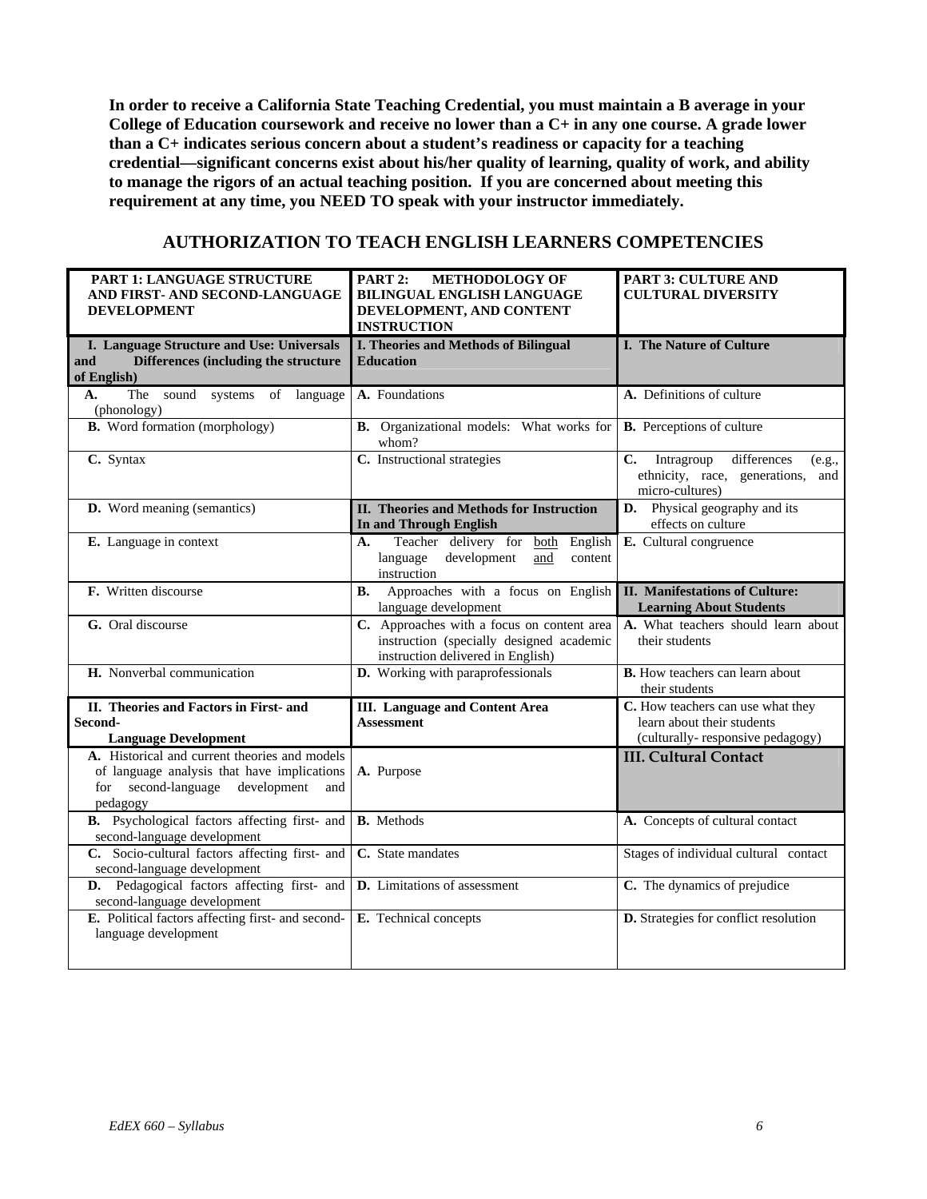**In order to receive a California State Teaching Credential, you must maintain a B average in your College of Education coursework and receive no lower than a C+ in any one course. A grade lower than a C+ indicates serious concern about a student's readiness or capacity for a teaching credential—significant concerns exist about his/her quality of learning, quality of work, and ability to manage the rigors of an actual teaching position. If you are concerned about meeting this requirement at any time, you NEED TO speak with your instructor immediately.**

## AUTHORIZATION TO TEACH ENGLISH LEARNERS COMPETENCIES

| **PART 1: LANGUAGE STRUCTURE AND FIRST- AND SECOND-LANGUAGE DEVELOPMENT** | **PART 2: METHODOLOGY OF BILINGUAL ENGLISH LANGUAGE DEVELOPMENT, AND CONTENT INSTRUCTION** | **PART 3: CULTURE AND CULTURAL DIVERSITY** |
|---|---|---|
| **I. Language Structure and Use: Universals and Differences (including the structure of English)** | **I. Theories and Methods of Bilingual Education** | **I. The Nature of Culture** |
| **A.** The sound systems of language (phonology) | **A.** Foundations | **A.** Definitions of culture |
| **B.** Word formation (morphology) | **B.** Organizational models: What works for whom? | **B.** Perceptions of culture |
| **C.** Syntax | **C.** Instructional strategies | **C.** Intragroup differences (e.g., ethnicity, race, generations, and micro-cultures) |
| **D.** Word meaning (semantics) | **II. Theories and Methods for Instruction In and Through English** | **D.** Physical geography and its effects on culture |
| **E.** Language in context | **A.** Teacher delivery for both English language development and content instruction | **E.** Cultural congruence |
| **F.** Written discourse | **B.** Approaches with a focus on English language development | **II. Manifestations of Culture: Learning About Students** |
| **G.** Oral discourse | **C.** Approaches with a focus on content area instruction (specially designed academic instruction delivered in English) | **A.** What teachers should learn about their students |
| **H.** Nonverbal communication | **D.** Working with paraprofessionals | **B.** How teachers can learn about their students |
| **II. Theories and Factors in First- and Second-Language Development** | **III. Language and Content Area Assessment** | **C.** How teachers can use what they learn about their students (culturally- responsive pedagogy) |
| **A.** Historical and current theories and models of language analysis that have implications for second-language development and pedagogy | **A.** Purpose | **III. Cultural Contact** |
| **B.** Psychological factors affecting first- and second-language development | **B.** Methods | **A.** Concepts of cultural contact |
| **C.** Socio-cultural factors affecting first- and second-language development | **C.** State mandates | Stages of individual cultural contact |
| **D.** Pedagogical factors affecting first- and second-language development | **D.** Limitations of assessment | **C.** The dynamics of prejudice |
| **E.** Political factors affecting first- and second-language development | **E.** Technical concepts | **D.** Strategies for conflict resolution |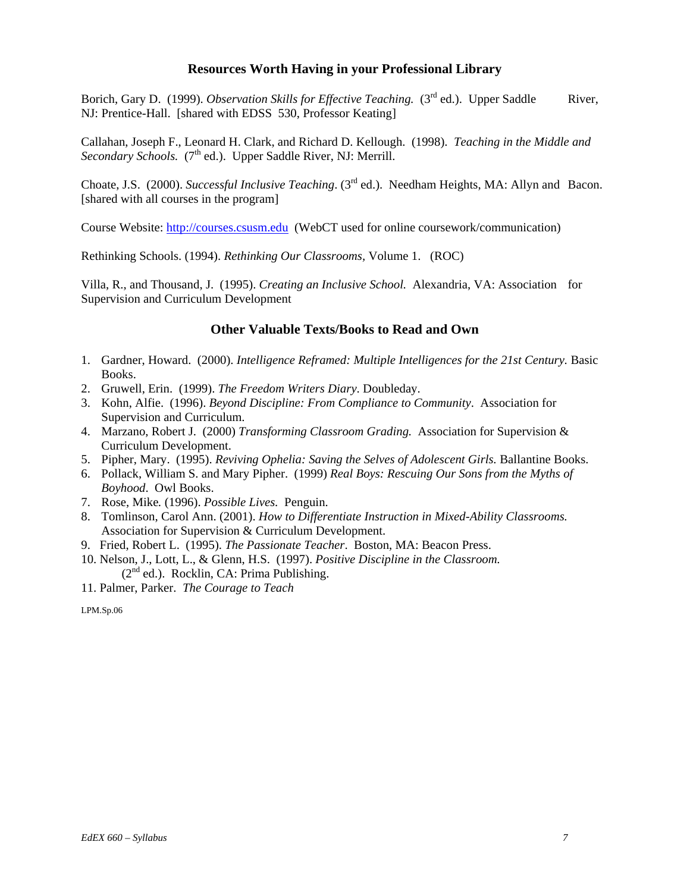## Resources Worth Having in your Professional Library

Borich, Gary D. (1999). *Observation Skills for Effective Teaching.* (3rd ed.). Upper Saddle River, NJ: Prentice-Hall. [shared with EDSS 530, Professor Keating]

Callahan, Joseph F., Leonard H. Clark, and Richard D. Kellough. (1998). *Teaching in the Middle and Secondary Schools.* (7th ed.). Upper Saddle River, NJ: Merrill.

Choate, J.S. (2000). *Successful Inclusive Teaching*. (3rd ed.). Needham Heights, MA: Allyn and Bacon. [shared with all courses in the program]

Course Website: http://courses.csusm.edu (WebCT used for online coursework/communication)

Rethinking Schools. (1994). *Rethinking Our Classrooms,* Volume 1. (ROC)

Villa, R., and Thousand, J. (1995). *Creating an Inclusive School.* Alexandria, VA: Association for Supervision and Curriculum Development

## Other Valuable Texts/Books to Read and Own

1. Gardner, Howard. (2000). *Intelligence Reframed: Multiple Intelligences for the 21st Century.* Basic Books.
2. Gruwell, Erin. (1999). *The Freedom Writers Diary*. Doubleday.
3. Kohn, Alfie. (1996). *Beyond Discipline: From Compliance to Community*. Association for Supervision and Curriculum.
4. Marzano, Robert J. (2000) *Transforming Classroom Grading.* Association for Supervision & Curriculum Development.
5. Pipher, Mary. (1995). *Reviving Ophelia: Saving the Selves of Adolescent Girls.* Ballantine Books.
6. Pollack, William S. and Mary Pipher. (1999) *Real Boys: Rescuing Our Sons from the Myths of Boyhood*. Owl Books.
7. Rose, Mike. (1996). *Possible Lives.* Penguin.
8. Tomlinson, Carol Ann. (2001). *How to Differentiate Instruction in Mixed-Ability Classrooms.* Association for Supervision & Curriculum Development.
9. Fried, Robert L. (1995). *The Passionate Teacher*. Boston, MA: Beacon Press.
10. Nelson, J., Lott, L., & Glenn, H.S. (1997). *Positive Discipline in the Classroom.* (2nd ed.). Rocklin, CA: Prima Publishing.
11. Palmer, Parker. *The Courage to Teach*

LPM.Sp.06